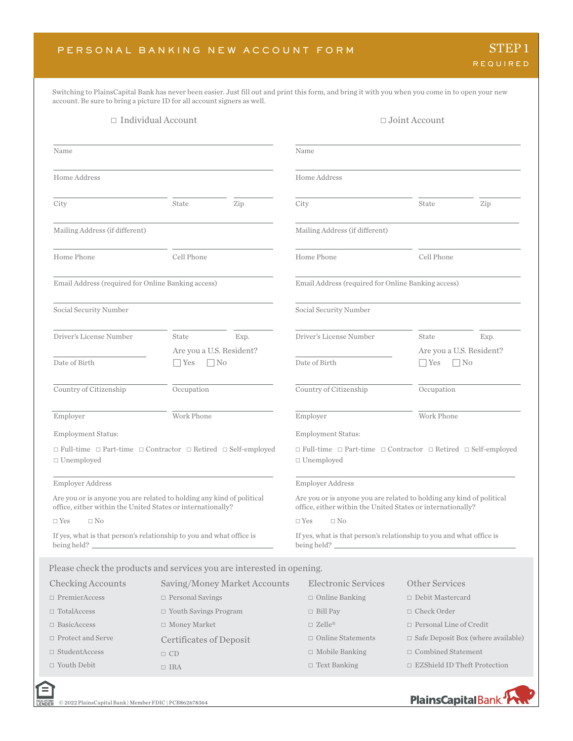# PERSONAL BANKING NEW ACCOUNT FORM

**STEP 1**
REQUIRED

Switching to PlainsCapital Bank has never been easier. Just fill out and print this form, and bring it with you when you come in to open your new account. Be sure to bring a picture ID for all account signers as well.

## □ Individual Account

Name

Home Address

City | State | Zip

Mailing Address (if different)

Home Phone | Cell Phone

Email Address (required for Online Banking access)

Social Security Number

Driver's License Number | State | Exp.

Date of Birth

Are you a U.S. Resident? □ Yes □ No

Country of Citizenship | Occupation

Employer | Work Phone

Employment Status:

□ Full-time □ Part-time □ Contractor □ Retired □ Self-employed □ Unemployed

Employer Address

Are you or is anyone you are related to holding any kind of political office, either within the United States or internationally?

□ Yes □ No

If yes, what is that person's relationship to you and what office is being held? ____________________

## □ Joint Account

Name

Home Address

City | State | Zip

Mailing Address (if different)

Home Phone | Cell Phone

Email Address (required for Online Banking access)

Social Security Number

Driver's License Number | State | Exp.

Date of Birth

Are you a U.S. Resident? □ Yes □ No

Country of Citizenship | Occupation

Employer | Work Phone

Employment Status:

□ Full-time □ Part-time □ Contractor □ Retired □ Self-employed □ Unemployed

Employer Address

Are you or is anyone you are related to holding any kind of political office, either within the United States or internationally?

□ Yes □ No

If yes, what is that person's relationship to you and what office is being held? ____________________

## Please check the products and services you are interested in opening.

### Checking Accounts

- □ PremierAccess
- □ TotalAccess
- □ BasicAccess
- □ Protect and Serve
- □ StudentAccess
- □ Youth Debit

### Saving/Money Market Accounts

- □ Personal Savings
- □ Youth Savings Program
- □ Money Market

### Certificates of Deposit

- □ CD
- □ IRA

### Electronic Services

- □ Online Banking
- □ Bill Pay
- □ Zelle®
- □ Online Statements
- □ Mobile Banking
- □ Text Banking

### Other Services

- □ Debit Mastercard
- □ Check Order
- □ Personal Line of Credit
- □ Safe Deposit Box (where available)
- □ Combined Statement
- □ EZShield ID Theft Protection

EQUAL HOUSING LENDER © 2022 PlainsCapital Bank | Member FDIC | PCB862678364

PlainsCapital Bank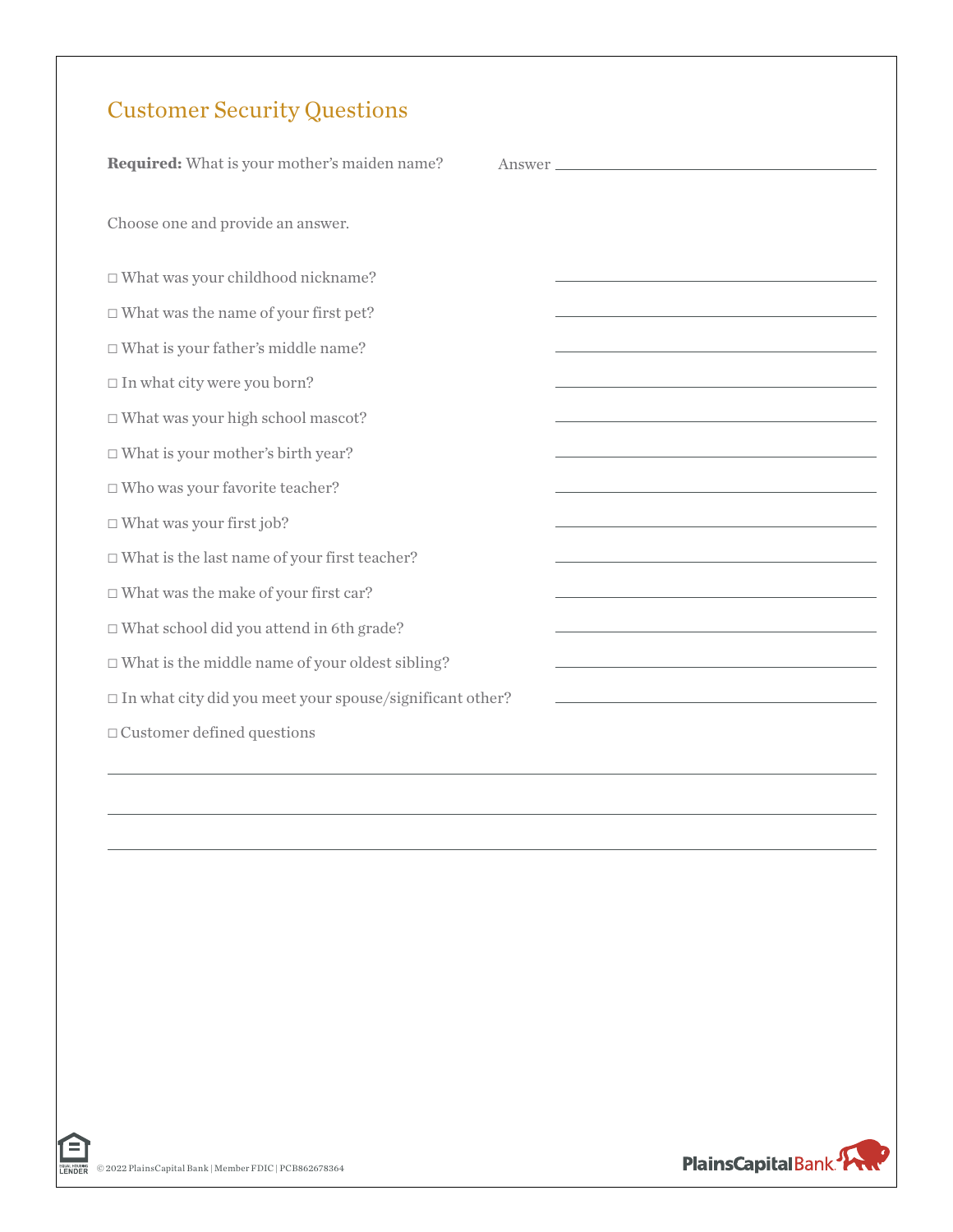## Customer Security Questions

**Required:** What is your mother's maiden name? Answer \_\_\_\_\_\_\_\_\_\_\_\_\_\_\_\_\_\_\_\_\_\_\_\_\_\_\_\_\_\_

Choose one and provide an answer.

- ☐ What was your childhood nickname? \_\_\_\_\_\_\_\_\_\_\_\_\_\_\_\_\_\_\_\_\_\_\_\_\_\_\_\_\_\_
- ☐ What was the name of your first pet? \_\_\_\_\_\_\_\_\_\_\_\_\_\_\_\_\_\_\_\_\_\_\_\_\_\_\_\_\_\_
- ☐ What is your father's middle name? \_\_\_\_\_\_\_\_\_\_\_\_\_\_\_\_\_\_\_\_\_\_\_\_\_\_\_\_\_\_
- ☐ In what city were you born? \_\_\_\_\_\_\_\_\_\_\_\_\_\_\_\_\_\_\_\_\_\_\_\_\_\_\_\_\_\_
- ☐ What was your high school mascot? \_\_\_\_\_\_\_\_\_\_\_\_\_\_\_\_\_\_\_\_\_\_\_\_\_\_\_\_\_\_
- ☐ What is your mother's birth year? \_\_\_\_\_\_\_\_\_\_\_\_\_\_\_\_\_\_\_\_\_\_\_\_\_\_\_\_\_\_
- ☐ Who was your favorite teacher? \_\_\_\_\_\_\_\_\_\_\_\_\_\_\_\_\_\_\_\_\_\_\_\_\_\_\_\_\_\_
- ☐ What was your first job? \_\_\_\_\_\_\_\_\_\_\_\_\_\_\_\_\_\_\_\_\_\_\_\_\_\_\_\_\_\_
- ☐ What is the last name of your first teacher? \_\_\_\_\_\_\_\_\_\_\_\_\_\_\_\_\_\_\_\_\_\_\_\_\_\_\_\_\_\_
- ☐ What was the make of your first car? \_\_\_\_\_\_\_\_\_\_\_\_\_\_\_\_\_\_\_\_\_\_\_\_\_\_\_\_\_\_
- ☐ What school did you attend in 6th grade? \_\_\_\_\_\_\_\_\_\_\_\_\_\_\_\_\_\_\_\_\_\_\_\_\_\_\_\_\_\_
- ☐ What is the middle name of your oldest sibling? \_\_\_\_\_\_\_\_\_\_\_\_\_\_\_\_\_\_\_\_\_\_\_\_\_\_\_\_\_\_
- ☐ In what city did you meet your spouse/significant other? \_\_\_\_\_\_\_\_\_\_\_\_\_\_\_\_\_\_\_\_\_\_\_\_\_\_\_\_\_\_
- ☐ Customer defined questions

\_\_\_\_\_\_\_\_\_\_\_\_\_\_\_\_\_\_\_\_\_\_\_\_\_\_\_\_\_\_\_\_\_\_\_\_\_\_\_\_\_\_\_\_\_\_\_\_\_\_\_\_\_\_\_\_\_\_\_\_

\_\_\_\_\_\_\_\_\_\_\_\_\_\_\_\_\_\_\_\_\_\_\_\_\_\_\_\_\_\_\_\_\_\_\_\_\_\_\_\_\_\_\_\_\_\_\_\_\_\_\_\_\_\_\_\_\_\_\_\_

\_\_\_\_\_\_\_\_\_\_\_\_\_\_\_\_\_\_\_\_\_\_\_\_\_\_\_\_\_\_\_\_\_\_\_\_\_\_\_\_\_\_\_\_\_\_\_\_\_\_\_\_\_\_\_\_\_\_\_\_

EQUAL HOUSING LENDER © 2022 PlainsCapital Bank | Member FDIC | PCB862678364

PlainsCapital Bank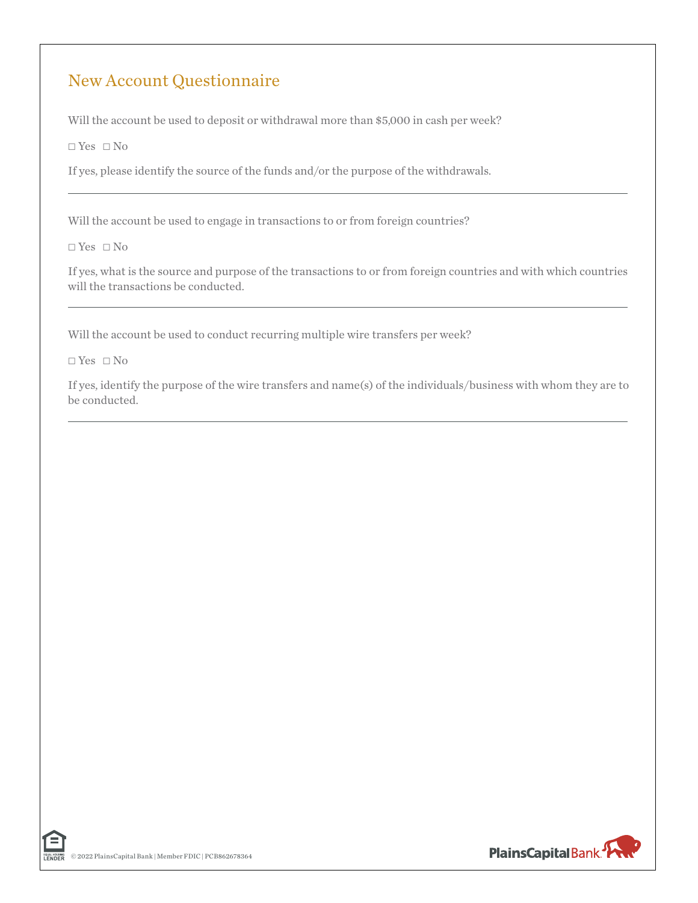## New Account Questionnaire

Will the account be used to deposit or withdrawal more than $5,000 in cash per week?

□ Yes □ No

If yes, please identify the source of the funds and/or the purpose of the withdrawals.

---

Will the account be used to engage in transactions to or from foreign countries?

□ Yes □ No

If yes, what is the source and purpose of the transactions to or from foreign countries and with which countries will the transactions be conducted.

---

Will the account be used to conduct recurring multiple wire transfers per week?

□ Yes □ No

If yes, identify the purpose of the wire transfers and name(s) of the individuals/business with whom they are to be conducted.

---

© 2022 PlainsCapital Bank | Member FDIC | PCB862678364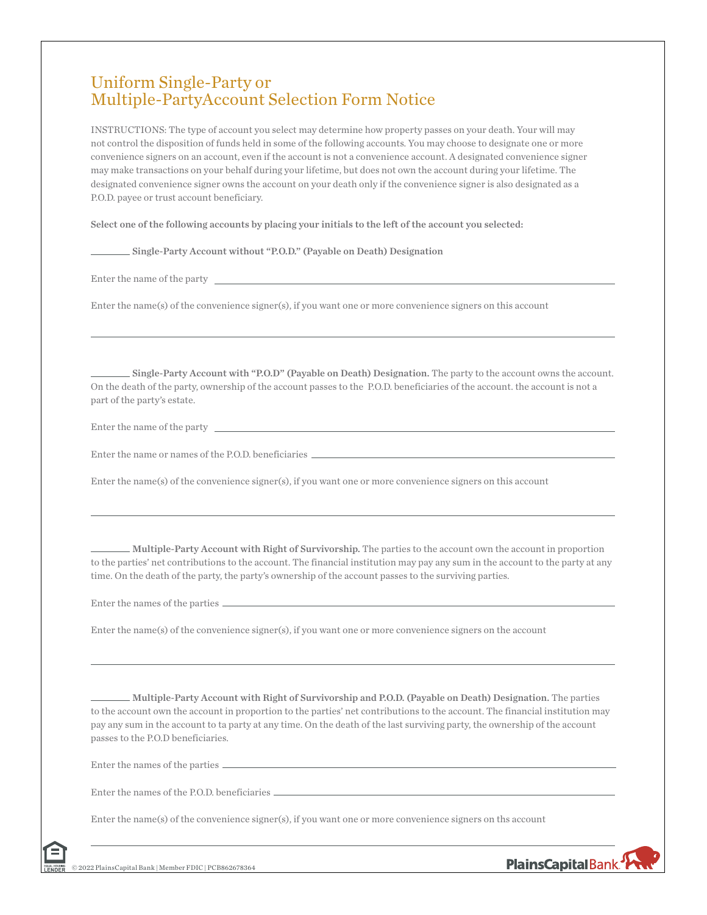# Uniform Single-Party or Multiple-PartyAccount Selection Form Notice

INSTRUCTIONS: The type of account you select may determine how property passes on your death. Your will may not control the disposition of funds held in some of the following accounts. You may choose to designate one or more convenience signers on an account, even if the account is not a convenience account. A designated convenience signer may make transactions on your behalf during your lifetime, but does not own the account during your lifetime. The designated convenience signer owns the account on your death only if the convenience signer is also designated as a P.O.D. payee or trust account beneficiary.

**Select one of the following accounts by placing your initials to the left of the account you selected:**

________ **Single-Party Account without "P.O.D." (Payable on Death) Designation**

Enter the name of the party ______________________________________________

Enter the name(s) of the convenience signer(s), if you want one or more convenience signers on this account

______________________________________________

________ **Single-Party Account with "P.O.D" (Payable on Death) Designation.** The party to the account owns the account. On the death of the party, ownership of the account passes to the P.O.D. beneficiaries of the account. the account is not a part of the party's estate.

Enter the name of the party ______________________________________________

Enter the name or names of the P.O.D. beneficiaries ______________________________________________

Enter the name(s) of the convenience signer(s), if you want one or more convenience signers on this account

______________________________________________

________ **Multiple-Party Account with Right of Survivorship.** The parties to the account own the account in proportion to the parties' net contributions to the account. The financial institution may pay any sum in the account to the party at any time. On the death of the party, the party's ownership of the account passes to the surviving parties.

Enter the names of the parties ______________________________________________

Enter the name(s) of the convenience signer(s), if you want one or more convenience signers on the account

______________________________________________

________ **Multiple-Party Account with Right of Survivorship and P.O.D. (Payable on Death) Designation.** The parties to the account own the account in proportion to the parties' net contributions to the account. The financial institution may pay any sum in the account to ta party at any time. On the death of the last surviving party, the ownership of the account passes to the P.O.D beneficiaries.

Enter the names of the parties ______________________________________________

Enter the names of the P.O.D. beneficiaries ______________________________________________

Enter the name(s) of the convenience signer(s), if you want one or more convenience signers on ths account

______________________________________________

© 2022 PlainsCapital Bank | Member FDIC | PCB862678364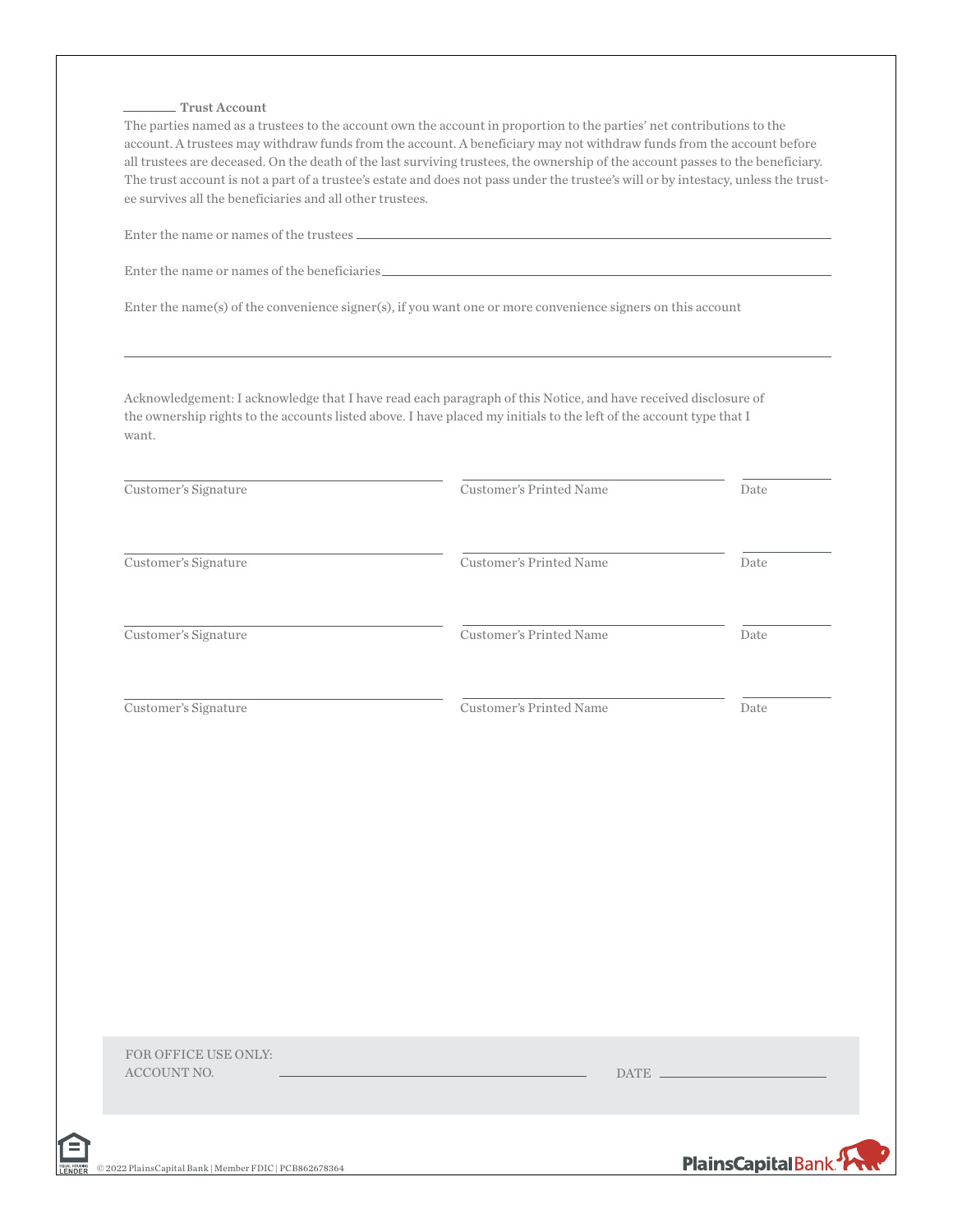_______ **Trust Account**

The parties named as a trustees to the account own the account in proportion to the parties' net contributions to the account. A trustees may withdraw funds from the account. A beneficiary may not withdraw funds from the account before all trustees are deceased. On the death of the last surviving trustees, the ownership of the account passes to the beneficiary. The trust account is not a part of a trustee's estate and does not pass under the trustee's will or by intestacy, unless the trustee survives all the beneficiaries and all other trustees.

Enter the name or names of the trustees _______________________________________________

Enter the name or names of the beneficiaries _______________________________________________

Enter the name(s) of the convenience signer(s), if you want one or more convenience signers on this account

_______________________________________________

Acknowledgement: I acknowledge that I have read each paragraph of this Notice, and have received disclosure of the ownership rights to the accounts listed above. I have placed my initials to the left of the account type that I want.

| Customer's Signature | Customer's Printed Name | Date |
|---|---|---|
| _______________ | _______________ | _______ |
| _______________ | _______________ | _______ |
| _______________ | _______________ | _______ |
| _______________ | _______________ | _______ |

FOR OFFICE USE ONLY:
ACCOUNT NO. _______________________ DATE _______________

© 2022 PlainsCapital Bank | Member FDIC | PCB862678364

PlainsCapital Bank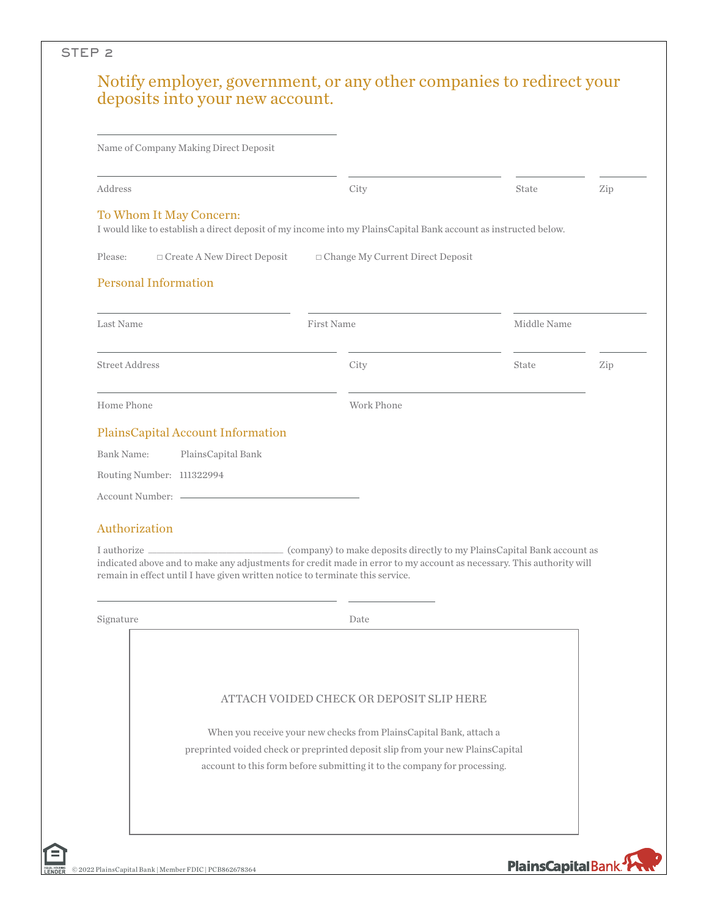STEP 2

## Notify employer, government, or any other companies to redirect your deposits into your new account.

\_\_\_\_\_\_\_\_\_\_\_\_\_\_\_\_\_\_\_\_\_\_\_\_\_\_\_\_\_\_\_\_
Name of Company Making Direct Deposit

\_\_\_\_\_\_\_\_\_\_\_\_\_\_\_\_\_\_\_\_\_\_\_\_\_\_\_\_\_\_\_\_ \_\_\_\_\_\_\_\_\_\_\_\_\_\_\_\_\_\_\_\_ \_\_\_\_\_\_\_\_\_\_ \_\_\_\_\_\_\_\_
Address City State Zip

### To Whom It May Concern:

I would like to establish a direct deposit of my income into my PlainsCapital Bank account as instructed below.

Please: □ Create A New Direct Deposit □ Change My Current Direct Deposit

### Personal Information

\_\_\_\_\_\_\_\_\_\_\_\_\_\_\_\_\_\_\_\_\_\_\_\_ \_\_\_\_\_\_\_\_\_\_\_\_\_\_\_\_\_\_\_\_\_\_\_\_ \_\_\_\_\_\_\_\_\_\_\_\_\_\_\_\_\_\_
Last Name First Name Middle Name

\_\_\_\_\_\_\_\_\_\_\_\_\_\_\_\_\_\_\_\_\_\_\_\_\_\_\_\_\_\_\_\_ \_\_\_\_\_\_\_\_\_\_\_\_\_\_\_\_\_\_\_\_ \_\_\_\_\_\_\_\_\_\_ \_\_\_\_\_\_\_\_
Street Address City State Zip

\_\_\_\_\_\_\_\_\_\_\_\_\_\_\_\_\_\_\_\_\_\_\_\_\_\_\_\_\_\_\_\_ \_\_\_\_\_\_\_\_\_\_\_\_\_\_\_\_\_\_\_\_\_\_\_\_\_\_\_\_\_\_
Home Phone Work Phone

### PlainsCapital Account Information

Bank Name: PlainsCapital Bank

Routing Number: 111322994

Account Number: \_\_\_\_\_\_\_\_\_\_\_\_\_\_\_\_\_\_\_\_\_\_\_\_

### Authorization

I authorize \_\_\_\_\_\_\_\_\_\_\_\_\_\_\_\_\_\_ (company) to make deposits directly to my PlainsCapital Bank account as indicated above and to make any adjustments for credit made in error to my account as necessary. This authority will remain in effect until I have given written notice to terminate this service.

\_\_\_\_\_\_\_\_\_\_\_\_\_\_\_\_\_\_\_\_\_\_\_\_\_\_\_\_\_\_\_\_ \_\_\_\_\_\_\_\_\_\_\_\_
Signature Date

ATTACH VOIDED CHECK OR DEPOSIT SLIP HERE

When you receive your new checks from PlainsCapital Bank, attach a preprinted voided check or preprinted deposit slip from your new PlainsCapital account to this form before submitting it to the company for processing.

EQUAL HOUSING LENDER © 2022 PlainsCapital Bank | Member FDIC | PCB862678364

PlainsCapital Bank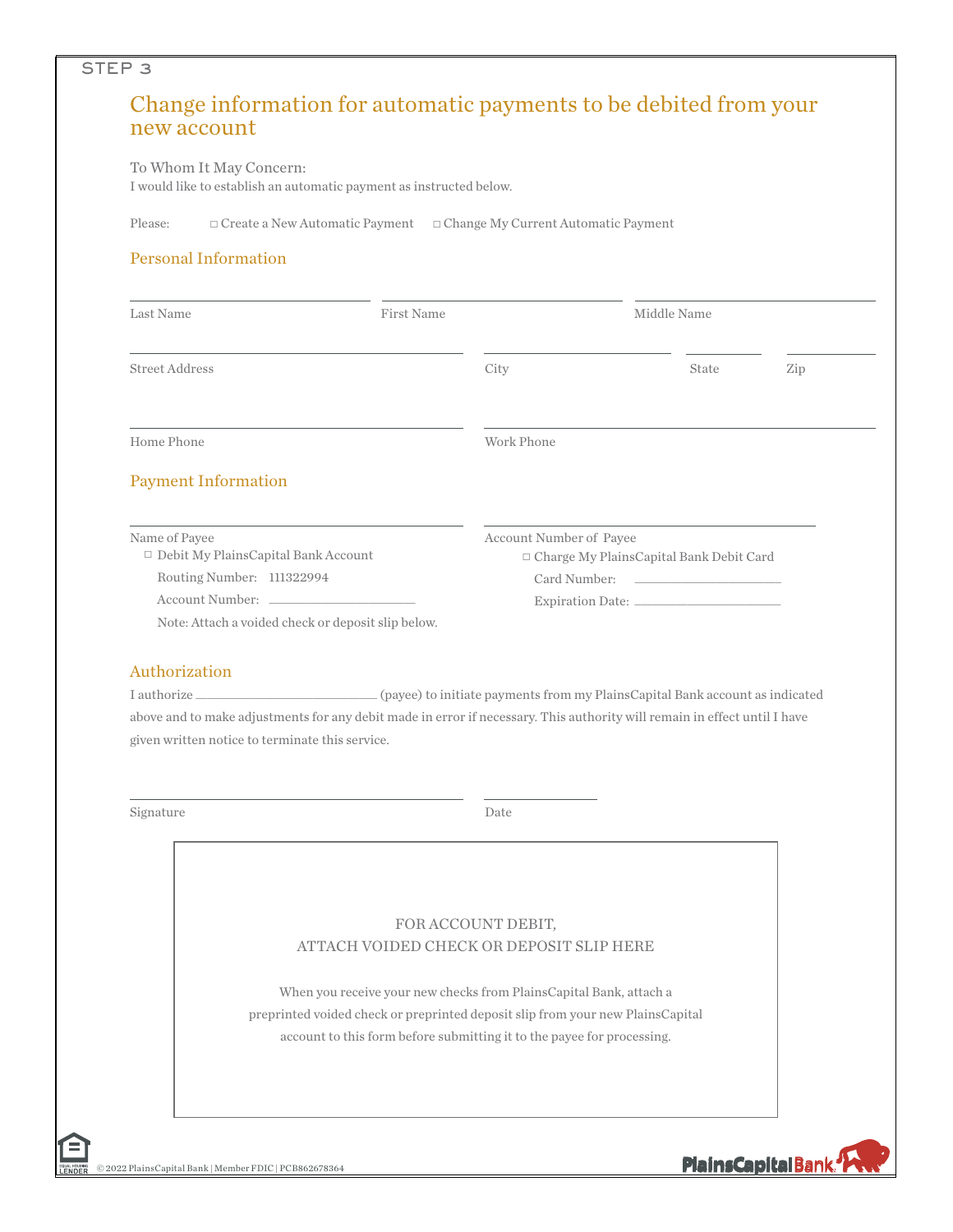STEP 3

# Change information for automatic payments to be debited from your new account

To Whom It May Concern:
I would like to establish an automatic payment as instructed below.

Please: ☐ Create a New Automatic Payment ☐ Change My Current Automatic Payment

## Personal Information

Last Name ____________ First Name ____________ Middle Name ____________

Street Address ____________ City ____________ State ______ Zip ______

Home Phone ____________ Work Phone ____________

## Payment Information

Name of Payee ____________ Account Number of Payee ____________

☐ Debit My PlainsCapital Bank Account
Routing Number: 111322994
Account Number: ____________
Note: Attach a voided check or deposit slip below.

☐ Charge My PlainsCapital Bank Debit Card
Card Number: ____________
Expiration Date: ____________

## Authorization

I authorize ____________ (payee) to initiate payments from my PlainsCapital Bank account as indicated above and to make adjustments for any debit made in error if necessary. This authority will remain in effect until I have given written notice to terminate this service.

Signature ____________ Date ____________

FOR ACCOUNT DEBIT,
ATTACH VOIDED CHECK OR DEPOSIT SLIP HERE

When you receive your new checks from PlainsCapital Bank, attach a preprinted voided check or preprinted deposit slip from your new PlainsCapital account to this form before submitting it to the payee for processing.

EQUAL HOUSING LENDER © 2022 PlainsCapital Bank | Member FDIC | PCB862678364

PlainsCapital Bank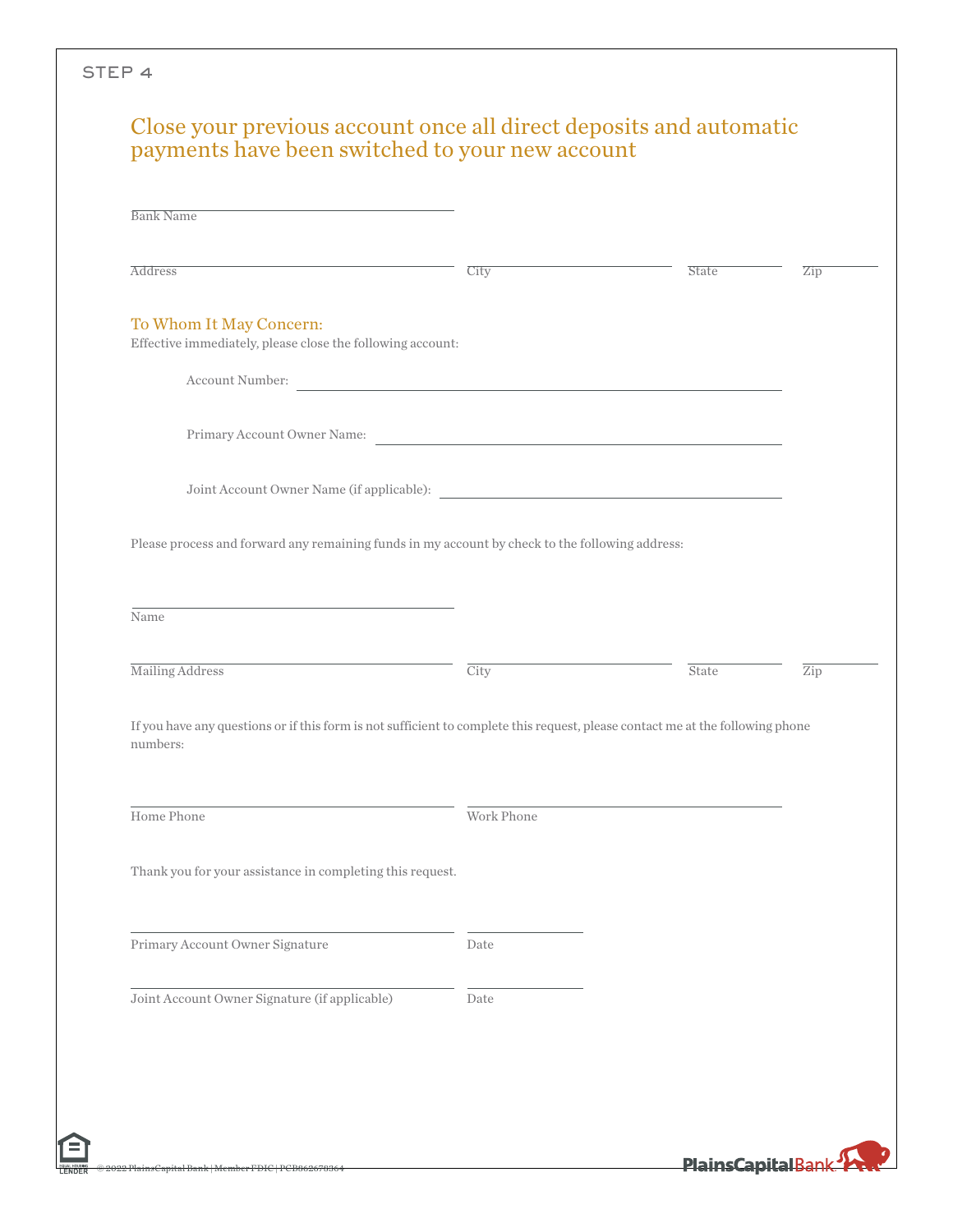STEP 4

## Close your previous account once all direct deposits and automatic payments have been switched to your new account

Bank Name

Address | City | State | Zip

### To Whom It May Concern:

Effective immediately, please close the following account:

Account Number:

Primary Account Owner Name:

Joint Account Owner Name (if applicable):

Please process and forward any remaining funds in my account by check to the following address:

Name

Mailing Address | City | State | Zip

If you have any questions or if this form is not sufficient to complete this request, please contact me at the following phone numbers:

Home Phone | Work Phone

Thank you for your assistance in completing this request.

Primary Account Owner Signature | Date

Joint Account Owner Signature (if applicable) | Date

EQUAL HOUSING LENDER © 2022 PlainsCapital Bank | Member FDIC | PCB862678364

PlainsCapitalBank.